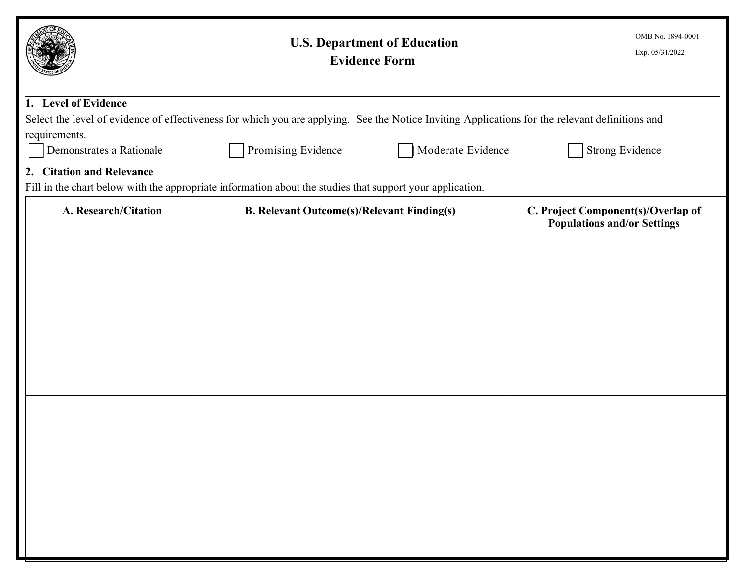OMB No. 1894-0001

Exp. 05/31/2022

# U.S. Department of Education
## Evidence Form

### 1. Level of Evidence

Select the level of evidence of effectiveness for which you are applying. See the Notice Inviting Applications for the relevant definitions and requirements.

☐ Demonstrates a Rationale ☐ Promising Evidence ☐ Moderate Evidence ☐ Strong Evidence

### 2. Citation and Relevance

Fill in the chart below with the appropriate information about the studies that support your application.

| A. Research/Citation | B. Relevant Outcome(s)/Relevant Finding(s) | C. Project Component(s)/Overlap of Populations and/or Settings |
|---|---|---|
| | | |
| | | |
| | | |
| | | |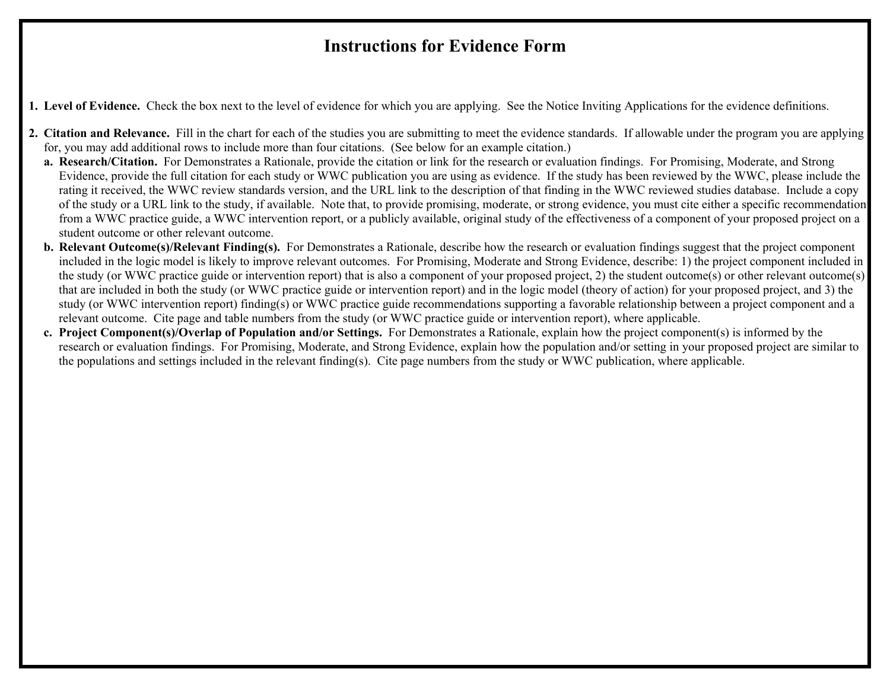# Instructions for Evidence Form

1. **Level of Evidence.** Check the box next to the level of evidence for which you are applying. See the Notice Inviting Applications for the evidence definitions.

2. **Citation and Relevance.** Fill in the chart for each of the studies you are submitting to meet the evidence standards. If allowable under the program you are applying for, you may add additional rows to include more than four citations. (See below for an example citation.)
   a. **Research/Citation.** For Demonstrates a Rationale, provide the citation or link for the research or evaluation findings. For Promising, Moderate, and Strong Evidence, provide the full citation for each study or WWC publication you are using as evidence. If the study has been reviewed by the WWC, please include the rating it received, the WWC review standards version, and the URL link to the description of that finding in the WWC reviewed studies database. Include a copy of the study or a URL link to the study, if available. Note that, to provide promising, moderate, or strong evidence, you must cite either a specific recommendation from a WWC practice guide, a WWC intervention report, or a publicly available, original study of the effectiveness of a component of your proposed project on a student outcome or other relevant outcome.
   b. **Relevant Outcome(s)/Relevant Finding(s).** For Demonstrates a Rationale, describe how the research or evaluation findings suggest that the project component included in the logic model is likely to improve relevant outcomes. For Promising, Moderate and Strong Evidence, describe: 1) the project component included in the study (or WWC practice guide or intervention report) that is also a component of your proposed project, 2) the student outcome(s) or other relevant outcome(s) that are included in both the study (or WWC practice guide or intervention report) and in the logic model (theory of action) for your proposed project, and 3) the study (or WWC intervention report) finding(s) or WWC practice guide recommendations supporting a favorable relationship between a project component and a relevant outcome. Cite page and table numbers from the study (or WWC practice guide or intervention report), where applicable.
   c. **Project Component(s)/Overlap of Population and/or Settings.** For Demonstrates a Rationale, explain how the project component(s) is informed by the research or evaluation findings. For Promising, Moderate, and Strong Evidence, explain how the population and/or setting in your proposed project are similar to the populations and settings included in the relevant finding(s). Cite page numbers from the study or WWC publication, where applicable.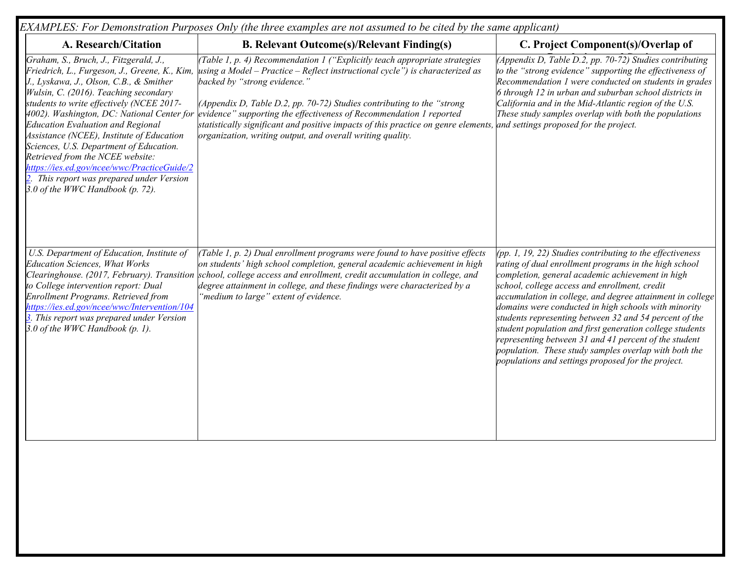*EXAMPLES: For Demonstration Purposes Only (the three examples are not assumed to be cited by the same applicant)*

| A. Research/Citation | B. Relevant Outcome(s)/Relevant Finding(s) | C. Project Component(s)/Overlap of Populations and/or Settings |
|---|---|---|
| *Graham, S., Bruch, J., Fitzgerald, J., Friedrich, L., Furgeson, J., Greene, K., Kim, J., Lyskawa, J., Olson, C.B., & Smither Wulsin, C. (2016). Teaching secondary students to write effectively (NCEE 2017-4002). Washington, DC: National Center for Education Evaluation and Regional Assistance (NCEE), Institute of Education Sciences, U.S. Department of Education. Retrieved from the NCEE website: [https://ies.ed.gov/ncee/wwc/PracticeGuide/22](https://ies.ed.gov/ncee/wwc/PracticeGuide/22). This report was prepared under Version 3.0 of the WWC Handbook (p. 72).* | *(Table 1, p. 4) Recommendation 1 ("Explicitly teach appropriate strategies using a Model – Practice – Reflect instructional cycle") is characterized as backed by "strong evidence."*<br><br>*(Appendix D, Table D.2, pp. 70-72) Studies contributing to the "strong evidence" supporting the effectiveness of Recommendation 1 reported statistically significant and positive impacts of this practice on genre elements, organization, writing output, and overall writing quality.* | *(Appendix D, Table D.2, pp. 70-72) Studies contributing to the "strong evidence" supporting the effectiveness of Recommendation 1 were conducted on students in grades 6 through 12 in urban and suburban school districts in California and in the Mid-Atlantic region of the U.S. These study samples overlap with both the populations and settings proposed for the project.* |
| *U.S. Department of Education, Institute of Education Sciences, What Works Clearinghouse. (2017, February). Transition to College intervention report: Dual Enrollment Programs. Retrieved from [https://ies.ed.gov/ncee/wwc/Intervention/1043](https://ies.ed.gov/ncee/wwc/Intervention/1043). This report was prepared under Version 3.0 of the WWC Handbook (p. 1).* | *(Table 1, p. 2) Dual enrollment programs were found to have positive effects on students' high school completion, general academic achievement in high school, college access and enrollment, credit accumulation in college, and degree attainment in college, and these findings were characterized by a "medium to large" extent of evidence.* | *(pp. 1, 19, 22) Studies contributing to the effectiveness rating of dual enrollment programs in the high school completion, general academic achievement in high school, college access and enrollment, credit accumulation in college, and degree attainment in college domains were conducted in high schools with minority students representing between 32 and 54 percent of the student population and first generation college students representing between 31 and 41 percent of the student population. These study samples overlap with both the populations and settings proposed for the project.* |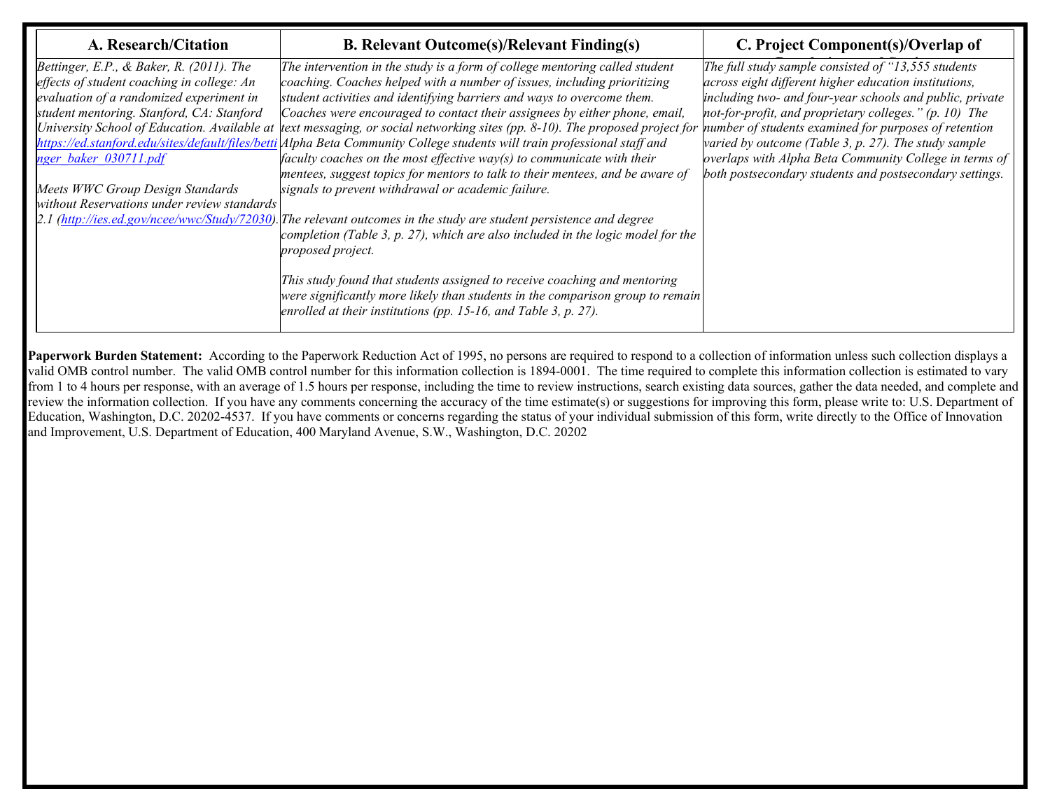| A. Research/Citation | B. Relevant Outcome(s)/Relevant Finding(s) | C. Project Component(s)/Overlap of |
|---|---|---|
| *Bettinger, E.P., & Baker, R. (2011). The effects of student coaching in college: An evaluation of a randomized experiment in student mentoring. Stanford, CA: Stanford University School of Education. Available at [https://ed.stanford.edu/sites/default/files/bettinger_baker_030711.pdf](https://ed.stanford.edu/sites/default/files/bettinger_baker_030711.pdf)*<br><br>*Meets WWC Group Design Standards without Reservations under review standards 2.1 ([http://ies.ed.gov/ncee/wwc/Study/72030](http://ies.ed.gov/ncee/wwc/Study/72030)).* | *The intervention in the study is a form of college mentoring called student coaching. Coaches helped with a number of issues, including prioritizing student activities and identifying barriers and ways to overcome them. Coaches were encouraged to contact their assignees by either phone, email, text messaging, or social networking sites (pp. 8-10). The proposed project for Alpha Beta Community College students will train professional staff and faculty coaches on the most effective way(s) to communicate with their mentees, suggest topics for mentors to talk to their mentees, and be aware of signals to prevent withdrawal or academic failure.*<br><br>*The relevant outcomes in the study are student persistence and degree completion (Table 3, p. 27), which are also included in the logic model for the proposed project.*<br><br>*This study found that students assigned to receive coaching and mentoring were significantly more likely than students in the comparison group to remain enrolled at their institutions (pp. 15-16, and Table 3, p. 27).* | *The full study sample consisted of "13,555 students across eight different higher education institutions, including two- and four-year schools and public, private not-for-profit, and proprietary colleges." (p. 10) The number of students examined for purposes of retention varied by outcome (Table 3, p. 27). The study sample overlaps with Alpha Beta Community College in terms of both postsecondary students and postsecondary settings.* |

**Paperwork Burden Statement:** According to the Paperwork Reduction Act of 1995, no persons are required to respond to a collection of information unless such collection displays a valid OMB control number. The valid OMB control number for this information collection is 1894-0001. The time required to complete this information collection is estimated to vary from 1 to 4 hours per response, with an average of 1.5 hours per response, including the time to review instructions, search existing data sources, gather the data needed, and complete and review the information collection. If you have any comments concerning the accuracy of the time estimate(s) or suggestions for improving this form, please write to: U.S. Department of Education, Washington, D.C. 20202-4537. If you have comments or concerns regarding the status of your individual submission of this form, write directly to the Office of Innovation and Improvement, U.S. Department of Education, 400 Maryland Avenue, S.W., Washington, D.C. 20202